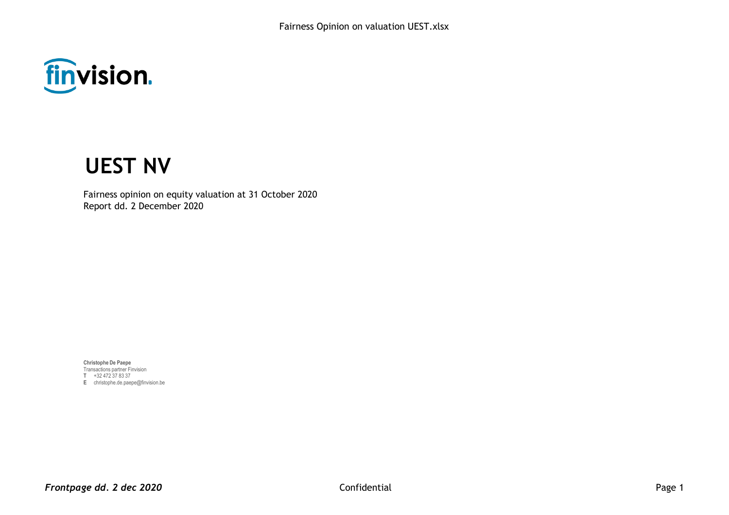finvision.

# UEST NV

Fairness opinion on equity valuation at 31 October 2020
Report dd. 2 December 2020

**Christophe De Paepe**
Transactions partner Finvision
**T** +32 472 37 83 37
**E** christophe.de.paepe@finvision.be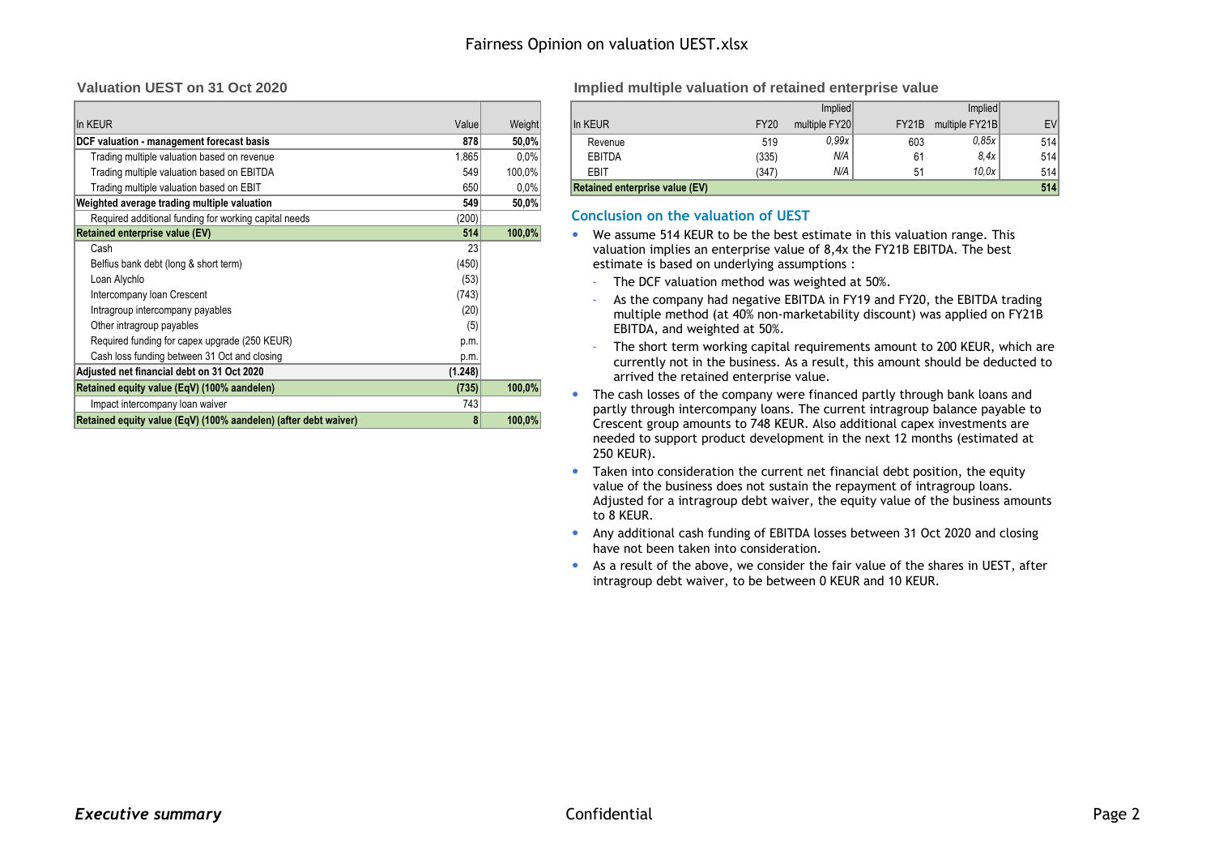# Fairness Opinion on valuation UEST.xlsx

## Valuation UEST on 31 Oct 2020

| In KEUR | Value | Weight |
|---|---|---|
| **DCF valuation - management forecast basis** | **878** | **50,0%** |
| Trading multiple valuation based on revenue | 1.865 | 0,0% |
| Trading multiple valuation based on EBITDA | 549 | 100,0% |
| Trading multiple valuation based on EBIT | 650 | 0,0% |
| **Weighted average trading multiple valuation** | **549** | **50,0%** |
| Required additional funding for working capital needs | (200) | |
| **Retained enterprise value (EV)** | **514** | **100,0%** |
| Cash | 23 | |
| Belfius bank debt (long & short term) | (450) | |
| Loan Alychlo | (53) | |
| Intercompany loan Crescent | (743) | |
| Intragroup intercompany payables | (20) | |
| Other intragroup payables | (5) | |
| Required funding for capex upgrade (250 KEUR) | p.m. | |
| Cash loss funding between 31 Oct and closing | p.m. | |
| **Adjusted net financial debt on 31 Oct 2020** | **(1.248)** | |
| **Retained equity value (EqV) (100% aandelen)** | **(735)** | **100,0%** |
| Impact intercompany loan waiver | 743 | |
| **Retained equity value (EqV) (100% aandelen) (after debt waiver)** | **8** | **100,0%** |

## Implied multiple valuation of retained enterprise value

| In KEUR | FY20 | Implied multiple FY20 | FY21B | Implied multiple FY21B | EV |
|---|---|---|---|---|---|
| Revenue | 519 | *0,99x* | 603 | *0,85x* | 514 |
| EBITDA | (335) | *N/A* | 61 | *8,4x* | 514 |
| EBIT | (347) | *N/A* | 51 | *10,0x* | 514 |
| **Retained enterprise value (EV)** | | | | | **514** |

## Conclusion on the valuation of UEST

- We assume 514 KEUR to be the best estimate in this valuation range. This valuation implies an enterprise value of 8,4x the FY21B EBITDA. The best estimate is based on underlying assumptions :
  - The DCF valuation method was weighted at 50%.
  - As the company had negative EBITDA in FY19 and FY20, the EBITDA trading multiple method (at 40% non-marketability discount) was applied on FY21B EBITDA, and weighted at 50%.
  - The short term working capital requirements amount to 200 KEUR, which are currently not in the business. As a result, this amount should be deducted to arrived the retained enterprise value.
- The cash losses of the company were financed partly through bank loans and partly through intercompany loans. The current intragroup balance payable to Crescent group amounts to 748 KEUR. Also additional capex investments are needed to support product development in the next 12 months (estimated at 250 KEUR).
- Taken into consideration the current net financial debt position, the equity value of the business does not sustain the repayment of intragroup loans. Adjusted for a intragroup debt waiver, the equity value of the business amounts to 8 KEUR.
- Any additional cash funding of EBITDA losses between 31 Oct 2020 and closing have not been taken into consideration.
- As a result of the above, we consider the fair value of the shares in UEST, after intragroup debt waiver, to be between 0 KEUR and 10 KEUR.

***Executive summary***

Confidential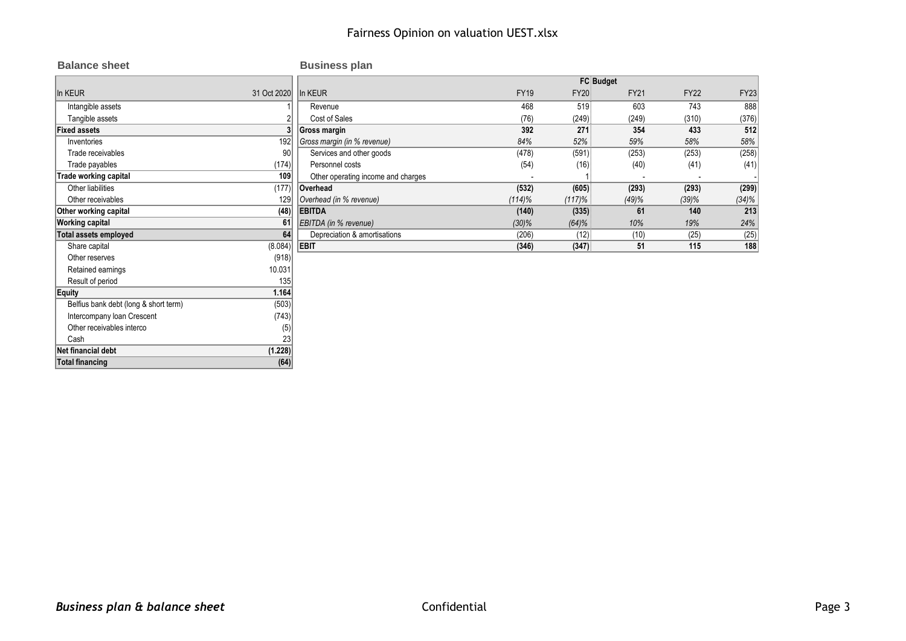## Balance sheet

| In KEUR | 31 Oct 2020 |
|---|---|
| Intangible assets | 1 |
| Tangible assets | 2 |
| **Fixed assets** | **3** |
| Inventories | 192 |
| Trade receivables | 90 |
| Trade payables | (174) |
| **Trade working capital** | **109** |
| Other liabilities | (177) |
| Other receivables | 129 |
| **Other working capital** | **(48)** |
| **Working capital** | **61** |
| **Total assets employed** | **64** |
| Share capital | (8.084) |
| Other reserves | (918) |
| Retained earnings | 10.031 |
| Result of period | 135 |
| **Equity** | **1.164** |
| Belfius bank debt (long & short term) | (503) |
| Intercompany loan Crescent | (743) |
| Other receivables interco | (5) |
| Cash | 23 |
| **Net financial debt** | **(1.228)** |
| **Total financing** | **(64)** |

## Business plan

| | | FC | Budget | | |
|---|---|---|---|---|---|
| In KEUR | FY19 | FY20 | FY21 | FY22 | FY23 |
| Revenue | 468 | 519 | 603 | 743 | 888 |
| Cost of Sales | (76) | (249) | (249) | (310) | (376) |
| **Gross margin** | **392** | **271** | **354** | **433** | **512** |
| *Gross margin (in % revenue)* | *84%* | *52%* | *59%* | *58%* | *58%* |
| Services and other goods | (478) | (591) | (253) | (253) | (258) |
| Personnel costs | (54) | (16) | (40) | (41) | (41) |
| Other operating income and charges | - | 1 | - | - | - |
| **Overhead** | **(532)** | **(605)** | **(293)** | **(293)** | **(299)** |
| *Overhead (in % revenue)* | *(114)%* | *(117)%* | *(49)%* | *(39)%* | *(34)%* |
| **EBITDA** | **(140)** | **(335)** | **61** | **140** | **213** |
| *EBITDA (in % revenue)* | *(30)%* | *(64)%* | *10%* | *19%* | *24%* |
| Depreciation & amortisations | (206) | (12) | (10) | (25) | (25) |
| **EBIT** | **(346)** | **(347)** | **51** | **115** | **188** |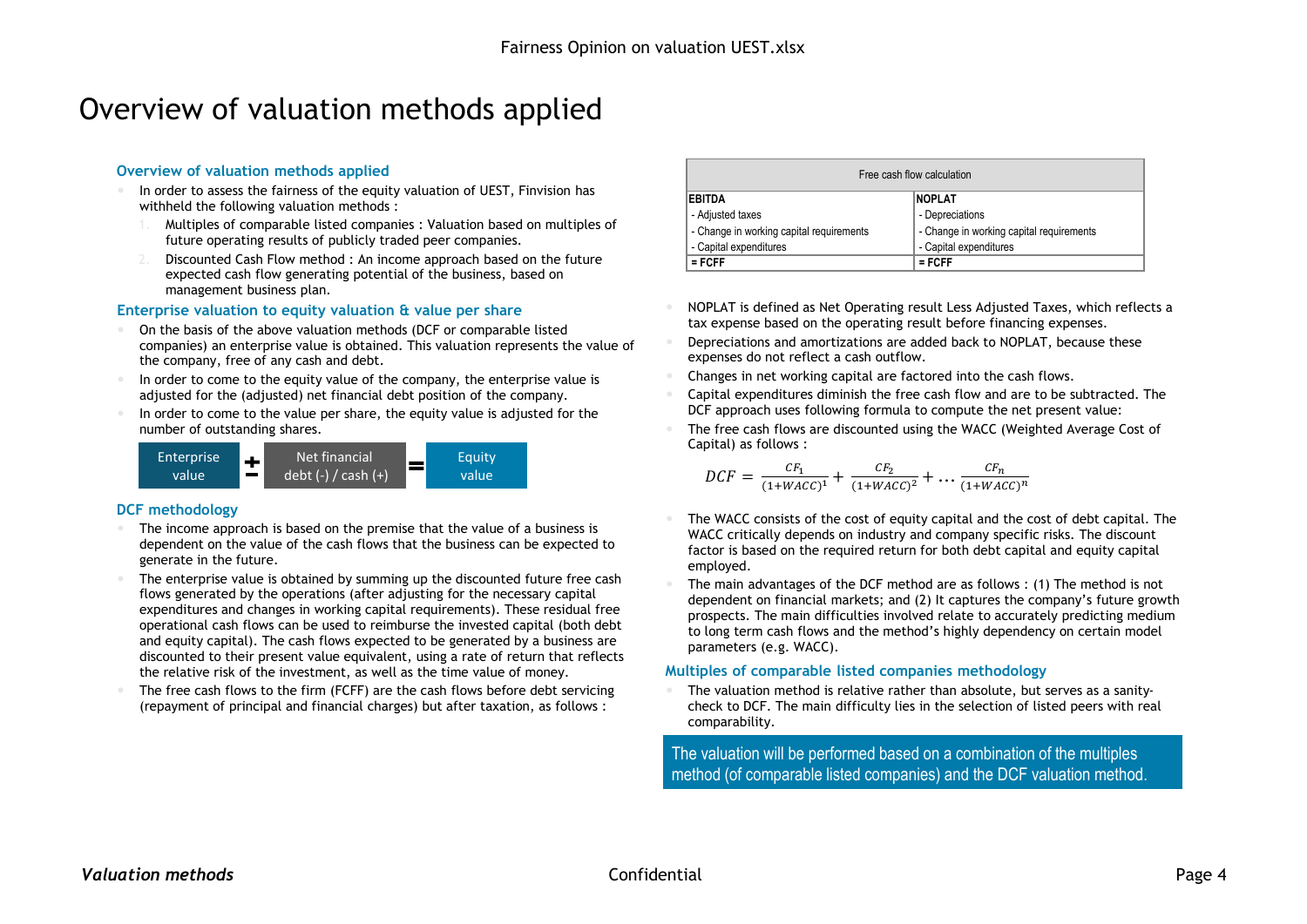# Overview of valuation methods applied

## Overview of valuation methods applied

- In order to assess the fairness of the equity valuation of UEST, Finvision has withheld the following valuation methods :
  1. Multiples of comparable listed companies : Valuation based on multiples of future operating results of publicly traded peer companies.
  2. Discounted Cash Flow method : An income approach based on the future expected cash flow generating potential of the business, based on management business plan.

## Enterprise valuation to equity valuation & value per share

- On the basis of the above valuation methods (DCF or comparable listed companies) an enterprise value is obtained. This valuation represents the value of the company, free of any cash and debt.
- In order to come to the equity value of the company, the enterprise value is adjusted for the (adjusted) net financial debt position of the company.
- In order to come to the value per share, the equity value is adjusted for the number of outstanding shares.

Enterprise value ± Net financial debt (-) / cash (+) = Equity value

## DCF methodology

- The income approach is based on the premise that the value of a business is dependent on the value of the cash flows that the business can be expected to generate in the future.
- The enterprise value is obtained by summing up the discounted future free cash flows generated by the operations (after adjusting for the necessary capital expenditures and changes in working capital requirements). These residual free operational cash flows can be used to reimburse the invested capital (both debt and equity capital). The cash flows expected to be generated by a business are discounted to their present value equivalent, using a rate of return that reflects the relative risk of the investment, as well as the time value of money.
- The free cash flows to the firm (FCFF) are the cash flows before debt servicing (repayment of principal and financial charges) but after taxation, as follows :

| Free cash flow calculation | |
|---|---|
| **EBITDA** | **NOPLAT** |
| - Adjusted taxes | - Depreciations |
| - Change in working capital requirements | - Change in working capital requirements |
| - Capital expenditures | - Capital expenditures |
| **= FCFF** | **= FCFF** |

- NOPLAT is defined as Net Operating result Less Adjusted Taxes, which reflects a tax expense based on the operating result before financing expenses.
- Depreciations and amortizations are added back to NOPLAT, because these expenses do not reflect a cash outflow.
- Changes in net working capital are factored into the cash flows.
- Capital expenditures diminish the free cash flow and are to be subtracted. The DCF approach uses following formula to compute the net present value:
- The free cash flows are discounted using the WACC (Weighted Average Cost of Capital) as follows :

$$DCF = \frac{CF_1}{(1+WACC)^1} + \frac{CF_2}{(1+WACC)^2} + \dots \frac{CF_n}{(1+WACC)^n}$$

- The WACC consists of the cost of equity capital and the cost of debt capital. The WACC critically depends on industry and company specific risks. The discount factor is based on the required return for both debt capital and equity capital employed.
- The main advantages of the DCF method are as follows : (1) The method is not dependent on financial markets; and (2) It captures the company's future growth prospects. The main difficulties involved relate to accurately predicting medium to long term cash flows and the method's highly dependency on certain model parameters (e.g. WACC).

## Multiples of comparable listed companies methodology

- The valuation method is relative rather than absolute, but serves as a sanity-check to DCF. The main difficulty lies in the selection of listed peers with real comparability.

The valuation will be performed based on a combination of the multiples method (of comparable listed companies) and the DCF valuation method.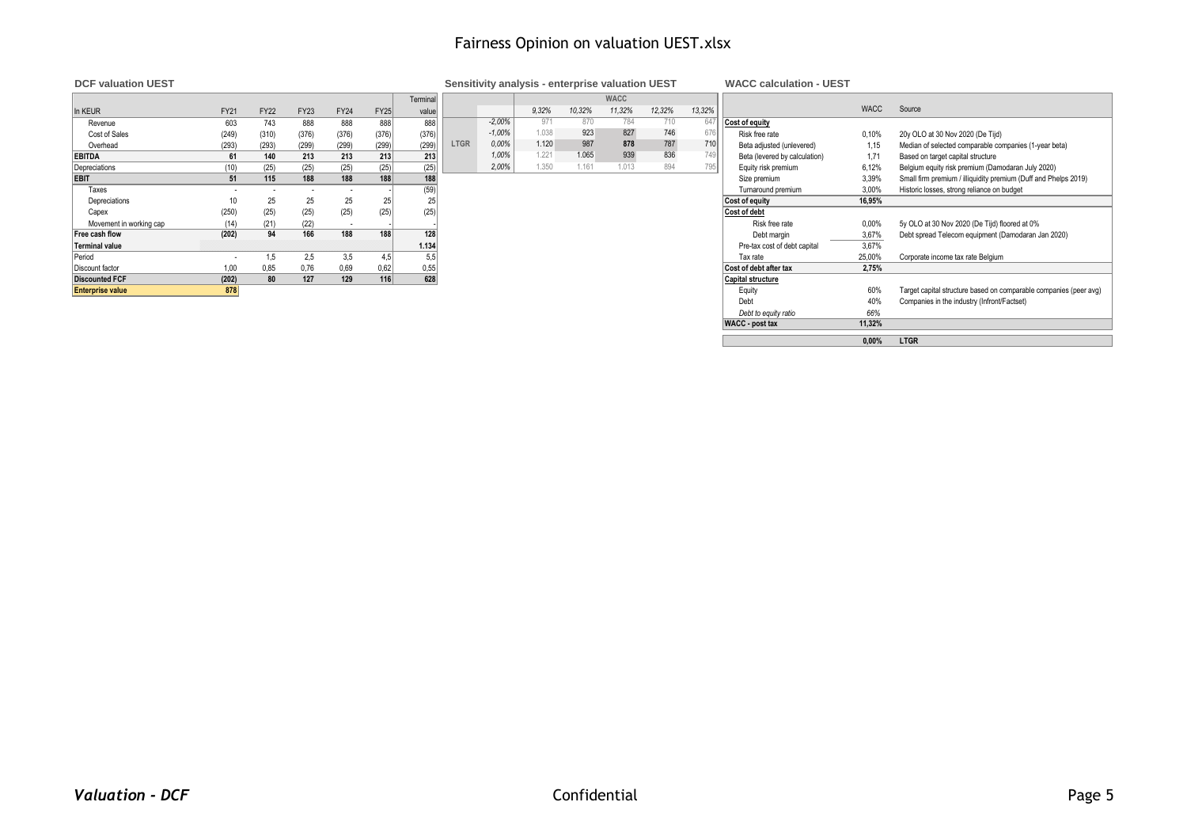# Fairness Opinion on valuation UEST.xlsx

## DCF valuation UEST

| In KEUR | FY21 | FY22 | FY23 | FY24 | FY25 | Terminal value |
|---|---|---|---|---|---|---|
| Revenue | 603 | 743 | 888 | 888 | 888 | 888 |
| Cost of Sales | (249) | (310) | (376) | (376) | (376) | (376) |
| Overhead | (293) | (293) | (299) | (299) | (299) | (299) |
| **EBITDA** | **61** | **140** | **213** | **213** | **213** | **213** |
| Depreciations | (10) | (25) | (25) | (25) | (25) | (25) |
| **EBIT** | **51** | **115** | **188** | **188** | **188** | **188** |
| Taxes | - | - | - | - | - | (59) |
| Depreciations | 10 | 25 | 25 | 25 | 25 | 25 |
| Capex | (250) | (25) | (25) | (25) | (25) | (25) |
| Movement in working cap | (14) | (21) | (22) | - | - | - |
| **Free cash flow** | **(202)** | **94** | **166** | **188** | **188** | **128** |
| **Terminal value** | | | | | | **1.134** |
| Period | - | 1,5 | 2,5 | 3,5 | 4,5 | 5,5 |
| Discount factor | 1,00 | 0,85 | 0,76 | 0,69 | 0,62 | 0,55 |
| **Discounted FCF** | **(202)** | **80** | **127** | **129** | **116** | **628** |
| **Enterprise value** | **878** | | | | | |

## Sensitivity analysis - enterprise valuation UEST

| | | WACC | | | | |
|---|---|---|---|---|---|---|
| | | 9,32% | 10,32% | 11,32% | 12,32% | 13,32% |
| LTGR | -2,00% | 971 | 870 | 784 | 710 | 647 |
| | -1,00% | 1.038 | 923 | 827 | 746 | 676 |
| | 0,00% | 1.120 | 987 | 878 | 787 | 710 |
| | 1,00% | 1.221 | 1.065 | 939 | 836 | 749 |
| | 2,00% | 1.350 | 1.161 | 1.013 | 894 | 795 |

## WACC calculation - UEST

| | WACC | Source |
|---|---|---|
| **Cost of equity** | | |
| Risk free rate | 0,10% | 20y OLO at 30 Nov 2020 (De Tijd) |
| Beta adjusted (unlevered) | 1,15 | Median of selected comparable companies (1-year beta) |
| Beta (levered by calculation) | 1,71 | Based on target capital structure |
| Equity risk premium | 6,12% | Belgium equity risk premium (Damodaran July 2020) |
| Size premium | 3,39% | Small firm premium / illiquidity premium (Duff and Phelps 2019) |
| Turnaround premium | 3,00% | Historic losses, strong reliance on budget |
| **Cost of equity** | **16,95%** | |
| **Cost of debt** | | |
| Risk free rate | 0,00% | 5y OLO at 30 Nov 2020 (De Tijd) floored at 0% |
| Debt margin | 3,67% | Debt spread Telecom equipment (Damodaran Jan 2020) |
| Pre-tax cost of debt capital | 3,67% | |
| Tax rate | 25,00% | Corporate income tax rate Belgium |
| **Cost of debt after tax** | **2,75%** | |
| **Capital structure** | | |
| Equity | 60% | Target capital structure based on comparable companies (peer avg) |
| Debt | 40% | Companies in the industry (Infront/Factset) |
| *Debt to equity ratio* | *66%* | |
| **WACC - post tax** | **11,32%** | |
| | **0,00%** | **LTGR** |

***Valuation - DCF***

Confidential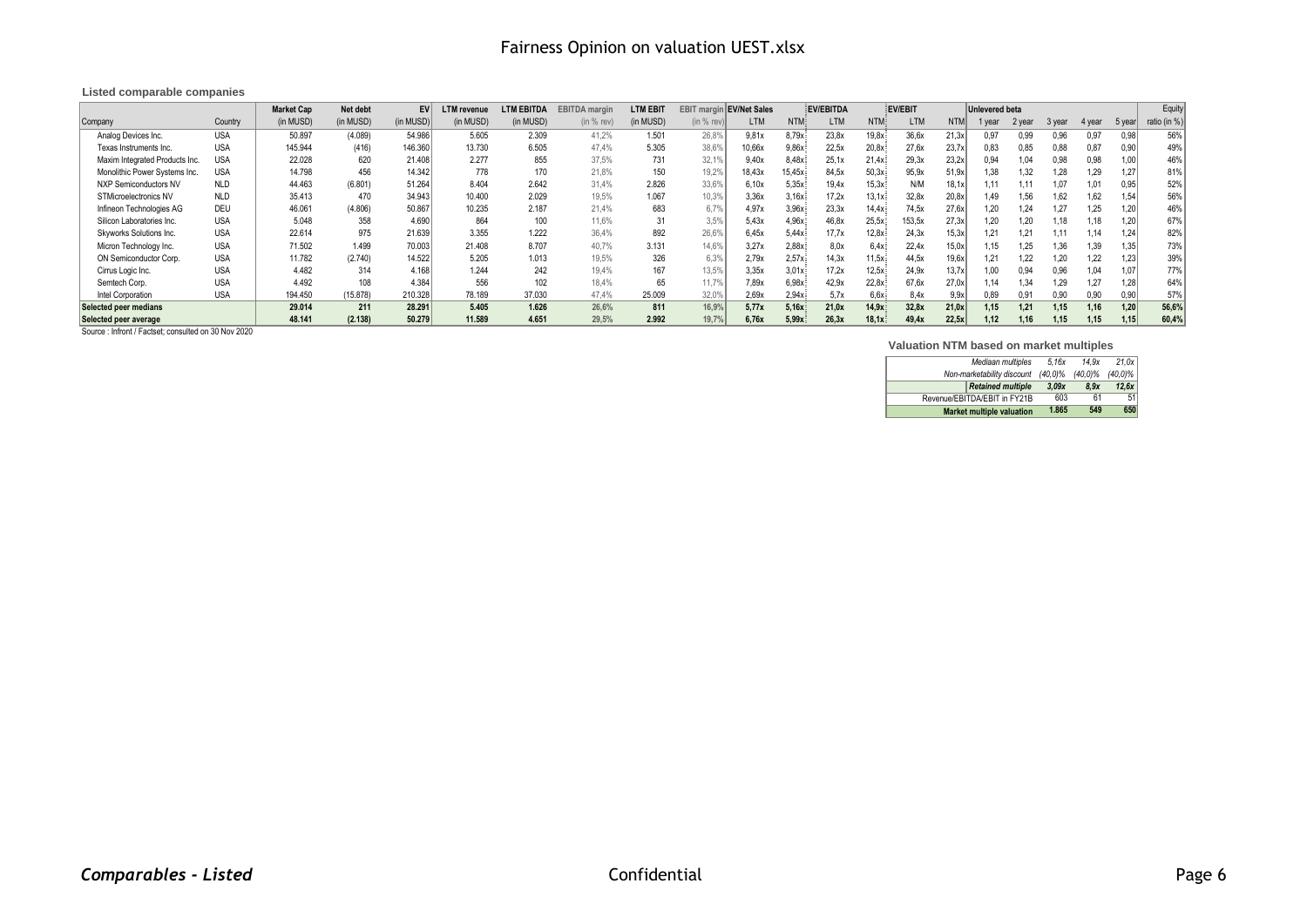### Listed comparable companies

| Company | Country | Market Cap (in MUSD) | Net debt (in MUSD) | EV (in MUSD) | LTM revenue (in MUSD) | LTM EBITDA (in MUSD) | EBITDA margin (in % rev) | LTM EBIT (in MUSD) | EBIT margin (in % rev) | EV/Net Sales LTM | EV/Net Sales NTM | EV/EBITDA LTM | EV/EBITDA NTM | EV/EBIT LTM | EV/EBIT NTM | Unlevered beta 1 year | 2 year | 3 year | 4 year | 5 year | Equity ratio (in %) |
|---|---|---|---|---|---|---|---|---|---|---|---|---|---|---|---|---|---|---|---|---|---|
| Analog Devices Inc. | USA | 50.897 | (4.089) | 54.986 | 5.605 | 2.309 | 41,2% | 1.501 | 26,8% | 9,81x | 8,79x | 23,8x | 19,8x | 36,6x | 21,3x | 0,97 | 0,99 | 0,96 | 0,97 | 0,98 | 56% |
| Texas Instruments Inc. | USA | 145.944 | (416) | 146.360 | 13.730 | 6.505 | 47,4% | 5.305 | 38,6% | 10,66x | 9,86x | 22,5x | 20,8x | 27,6x | 23,7x | 0,83 | 0,85 | 0,88 | 0,87 | 0,90 | 49% |
| Maxim Integrated Products Inc. | USA | 22.028 | 620 | 21.408 | 2.277 | 855 | 37,5% | 731 | 32,1% | 9,40x | 8,48x | 25,1x | 21,4x | 29,3x | 23,2x | 0,94 | 1,04 | 0,98 | 0,98 | 1,00 | 46% |
| Monolithic Power Systems Inc. | USA | 14.798 | 456 | 14.342 | 778 | 170 | 21,8% | 150 | 19,2% | 18,43x | 15,45x | 84,5x | 50,3x | 95,9x | 51,9x | 1,38 | 1,32 | 1,28 | 1,29 | 1,27 | 81% |
| NXP Semiconductors NV | NLD | 44.463 | (6.801) | 51.264 | 8.404 | 2.642 | 31,4% | 2.826 | 33,6% | 6,10x | 5,35x | 19,4x | 15,3x | N/M | 18,1x | 1,11 | 1,11 | 1,07 | 1,01 | 0,95 | 52% |
| STMicroelectronics NV | NLD | 35.413 | 470 | 34.943 | 10.400 | 2.029 | 19,5% | 1.067 | 10,3% | 3,36x | 3,16x | 17,2x | 13,1x | 32,8x | 20,8x | 1,49 | 1,56 | 1,62 | 1,62 | 1,54 | 56% |
| Infineon Technologies AG | DEU | 46.061 | (4.806) | 50.867 | 10.235 | 2.187 | 21,4% | 683 | 6,7% | 4,97x | 3,96x | 23,3x | 14,4x | 74,5x | 27,6x | 1,20 | 1,24 | 1,27 | 1,25 | 1,20 | 46% |
| Silicon Laboratories Inc. | USA | 5.048 | 358 | 4.690 | 864 | 100 | 11,6% | 31 | 3,5% | 5,43x | 4,96x | 46,8x | 25,5x | 153,5x | 27,3x | 1,20 | 1,20 | 1,18 | 1,18 | 1,20 | 67% |
| Skyworks Solutions Inc. | USA | 22.614 | 975 | 21.639 | 3.355 | 1.222 | 36,4% | 892 | 26,6% | 6,45x | 5,44x | 17,7x | 12,8x | 24,3x | 15,3x | 1,21 | 1,21 | 1,11 | 1,14 | 1,24 | 82% |
| Micron Technology Inc. | USA | 71.502 | 1.499 | 70.003 | 21.408 | 8.707 | 40,7% | 3.131 | 14,6% | 3,27x | 2,88x | 8,0x | 6,4x | 22,4x | 15,0x | 1,15 | 1,25 | 1,36 | 1,39 | 1,35 | 73% |
| ON Semiconductor Corp. | USA | 11.782 | (2.740) | 14.522 | 5.205 | 1.013 | 19,5% | 326 | 6,3% | 2,79x | 2,57x | 14,3x | 11,5x | 44,5x | 19,6x | 1,21 | 1,22 | 1,20 | 1,22 | 1,23 | 39% |
| Cirrus Logic Inc. | USA | 4.482 | 314 | 4.168 | 1.244 | 242 | 19,4% | 167 | 13,5% | 3,35x | 3,01x | 17,2x | 12,5x | 24,9x | 13,7x | 1,00 | 0,94 | 0,96 | 1,04 | 1,07 | 77% |
| Semtech Corp. | USA | 4.492 | 108 | 4.384 | 556 | 102 | 18,4% | 65 | 11,7% | 7,89x | 6,98x | 42,9x | 22,8x | 67,6x | 27,0x | 1,14 | 1,34 | 1,29 | 1,27 | 1,28 | 64% |
| Intel Corporation | USA | 194.450 | (15.878) | 210.328 | 78.189 | 37.030 | 47,4% | 25.009 | 32,0% | 2,69x | 2,94x | 5,7x | 6,6x | 8,4x | 9,9x | 0,89 | 0,91 | 0,90 | 0,90 | 0,90 | 57% |
| **Selected peer medians** | | **29.014** | **211** | **28.291** | **5.405** | **1.626** | **26,6%** | **811** | **16,9%** | **5,77x** | **5,16x** | **21,0x** | **14,9x** | **32,8x** | **21,0x** | **1,15** | **1,21** | **1,15** | **1,16** | **1,20** | **56,6%** |
| **Selected peer average** | | **48.141** | **(2.138)** | **50.279** | **11.589** | **4.651** | **29,5%** | **2.992** | **19,7%** | **6,76x** | **5,99x** | **26,3x** | **18,1x** | **49,4x** | **22,5x** | **1,12** | **1,16** | **1,15** | **1,15** | **1,15** | **60,4%** |

Source : Infront / Factset; consulted on 30 Nov 2020

### Valuation NTM based on market multiples

| | | | |
|---|---|---|---|
| *Mediaan multiples* | *5,16x* | *14,9x* | *21,0x* |
| *Non-marketability discount* | *(40,0)%* | *(40,0)%* | *(40,0)%* |
| ***Retained multiple*** | ***3,09x*** | ***8,9x*** | ***12,6x*** |
| Revenue/EBITDA/EBIT in FY21B | 603 | 61 | 51 |
| **Market multiple valuation** | **1.865** | **549** | **650** |